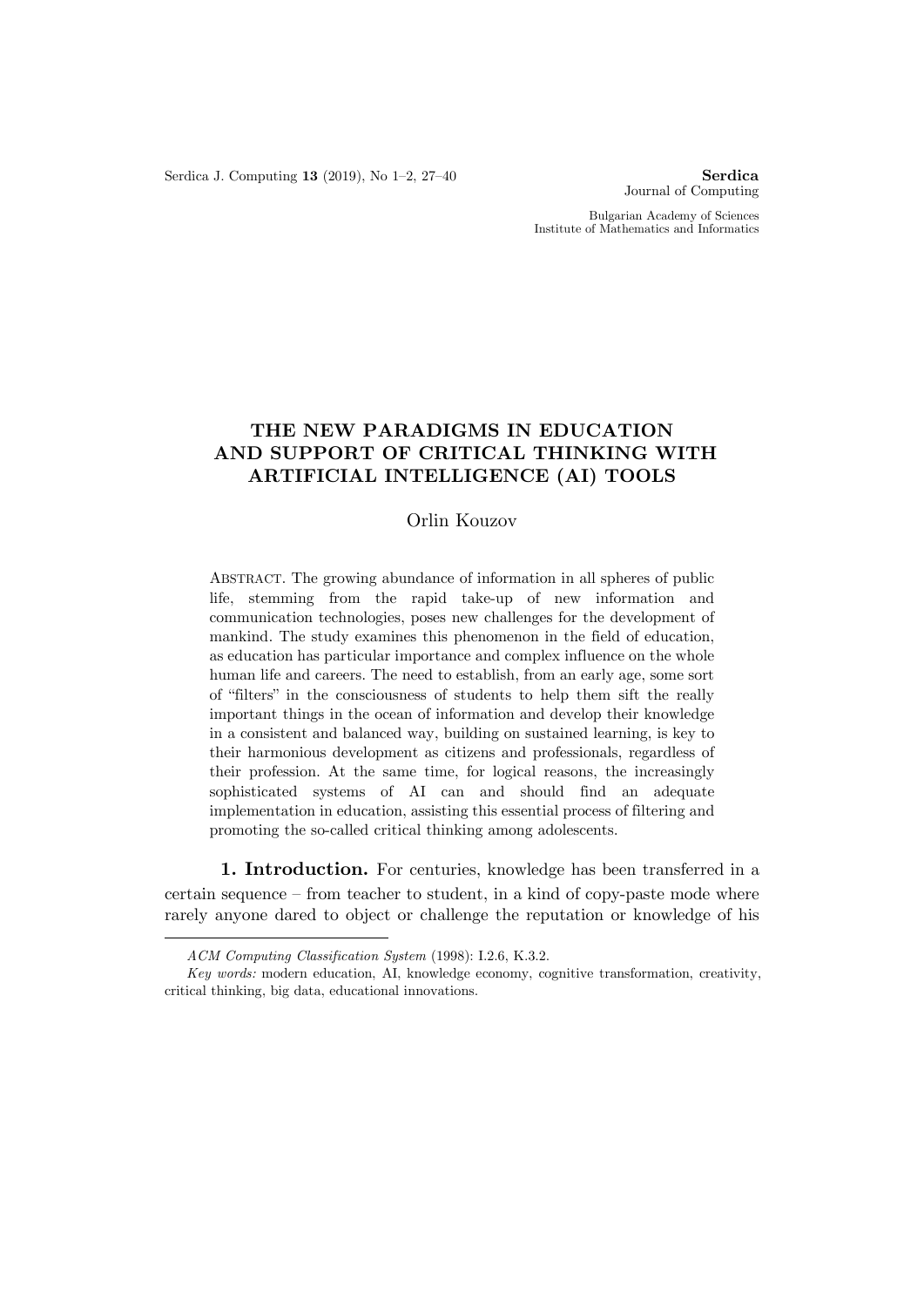# THE NEW PARADIGMS IN EDUCATION AND SUPPORT OF CRITICAL THINKING WITH ARTIFICIAL INTELLIGENCE (AI) TOOLS

Orlin Kouzov

ABSTRACT. The growing abundance of information in all spheres of public life, stemming from the rapid take-up of new information and communication technologies, poses new challenges for the development of mankind. The study examines this phenomenon in the field of education, as education has particular importance and complex influence on the whole human life and careers. The need to establish, from an early age, some sort of "filters" in the consciousness of students to help them sift the really important things in the ocean of information and develop their knowledge in a consistent and balanced way, building on sustained learning, is key to their harmonious development as citizens and professionals, regardless of their profession. At the same time, for logical reasons, the increasingly sophisticated systems of AI can and should find an adequate implementation in education, assisting this essential process of filtering and promoting the so-called critical thinking among adolescents.

**1. Introduction.** For centuries, knowledge has been transferred in a certain sequence – from teacher to student, in a kind of copy-paste mode where rarely anyone dared to object or challenge the reputation or knowledge of his

---

*ACM Computing Classification System* (1998): I.2.6, K.3.2.

*Key words:* modern education, AI, knowledge economy, cognitive transformation, creativity, critical thinking, big data, educational innovations.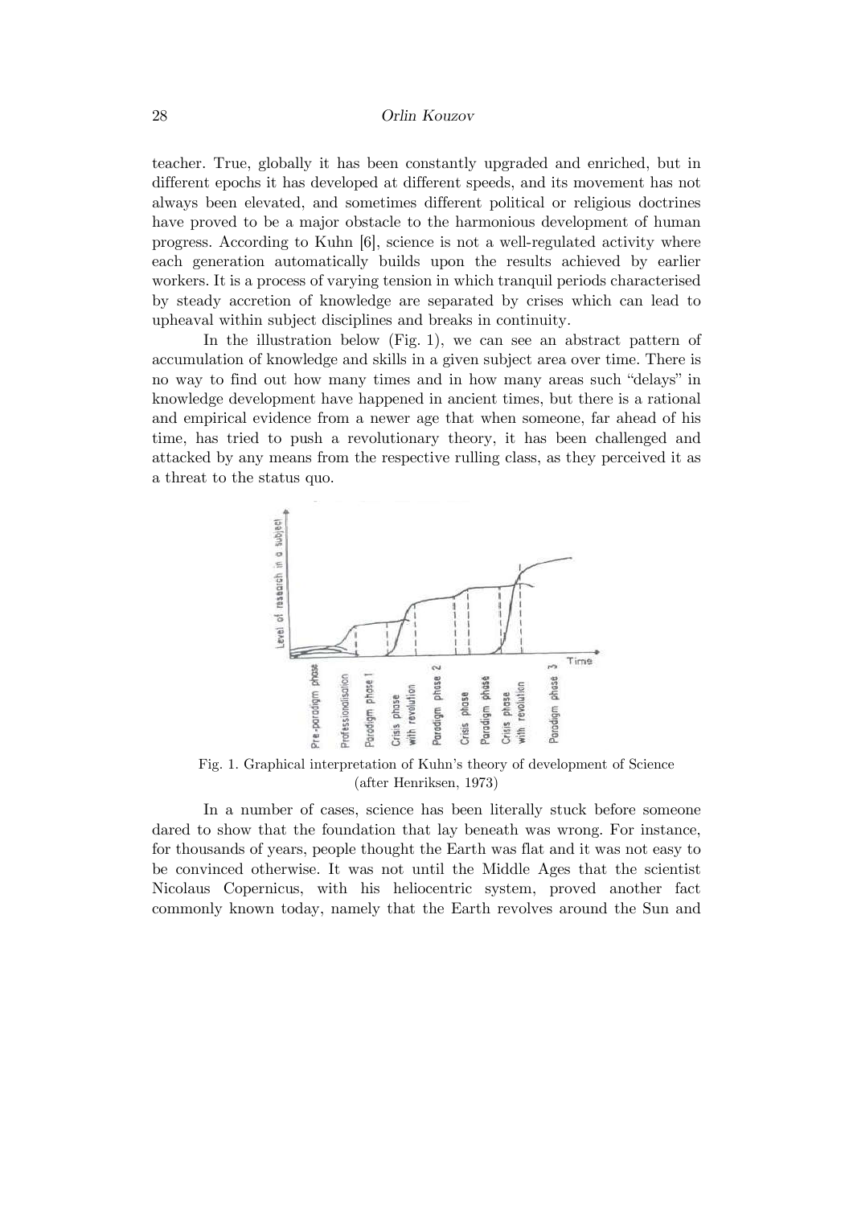teacher. True, globally it has been constantly upgraded and enriched, but in different epochs it has developed at different speeds, and its movement has not always been elevated, and sometimes different political or religious doctrines have proved to be a major obstacle to the harmonious development of human progress. According to Kuhn [6], science is not a well-regulated activity where each generation automatically builds upon the results achieved by earlier workers. It is a process of varying tension in which tranquil periods characterised by steady accretion of knowledge are separated by crises which can lead to upheaval within subject disciplines and breaks in continuity.

In the illustration below (Fig. 1), we can see an abstract pattern of accumulation of knowledge and skills in a given subject area over time. There is no way to find out how many times and in how many areas such "delays" in knowledge development have happened in ancient times, but there is a rational and empirical evidence from a newer age that when someone, far ahead of his time, has tried to push a revolutionary theory, it has been challenged and attacked by any means from the respective rulling class, as they perceived it as a threat to the status quo.

Fig. 1. Graphical interpretation of Kuhn's theory of development of Science (after Henriksen, 1973)

In a number of cases, science has been literally stuck before someone dared to show that the foundation that lay beneath was wrong. For instance, for thousands of years, people thought the Earth was flat and it was not easy to be convinced otherwise. It was not until the Middle Ages that the scientist Nicolaus Copernicus, with his heliocentric system, proved another fact commonly known today, namely that the Earth revolves around the Sun and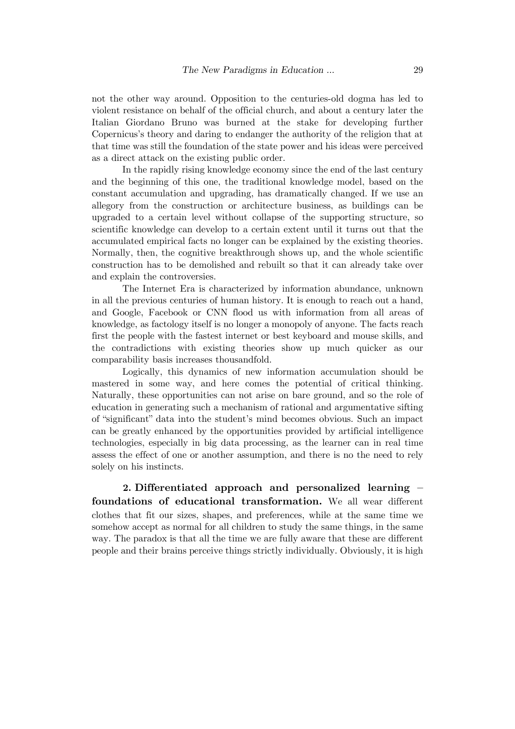not the other way around. Opposition to the centuries-old dogma has led to violent resistance on behalf of the official church, and about a century later the Italian Giordano Bruno was burned at the stake for developing further Copernicus's theory and daring to endanger the authority of the religion that at that time was still the foundation of the state power and his ideas were perceived as a direct attack on the existing public order.

In the rapidly rising knowledge economy since the end of the last century and the beginning of this one, the traditional knowledge model, based on the constant accumulation and upgrading, has dramatically changed. If we use an allegory from the construction or architecture business, as buildings can be upgraded to a certain level without collapse of the supporting structure, so scientific knowledge can develop to a certain extent until it turns out that the accumulated empirical facts no longer can be explained by the existing theories. Normally, then, the cognitive breakthrough shows up, and the whole scientific construction has to be demolished and rebuilt so that it can already take over and explain the controversies.

The Internet Era is characterized by information abundance, unknown in all the previous centuries of human history. It is enough to reach out a hand, and Google, Facebook or CNN flood us with information from all areas of knowledge, as factology itself is no longer a monopoly of anyone. The facts reach first the people with the fastest internet or best keyboard and mouse skills, and the contradictions with existing theories show up much quicker as our comparability basis increases thousandfold.

Logically, this dynamics of new information accumulation should be mastered in some way, and here comes the potential of critical thinking. Naturally, these opportunities can not arise on bare ground, and so the role of education in generating such a mechanism of rational and argumentative sifting of "significant" data into the student's mind becomes obvious. Such an impact can be greatly enhanced by the opportunities provided by artificial intelligence technologies, especially in big data processing, as the learner can in real time assess the effect of one or another assumption, and there is no the need to rely solely on his instincts.

**2. Differentiated approach and personalized learning – foundations of educational transformation.** We all wear different clothes that fit our sizes, shapes, and preferences, while at the same time we somehow accept as normal for all children to study the same things, in the same way. The paradox is that all the time we are fully aware that these are different people and their brains perceive things strictly individually. Obviously, it is high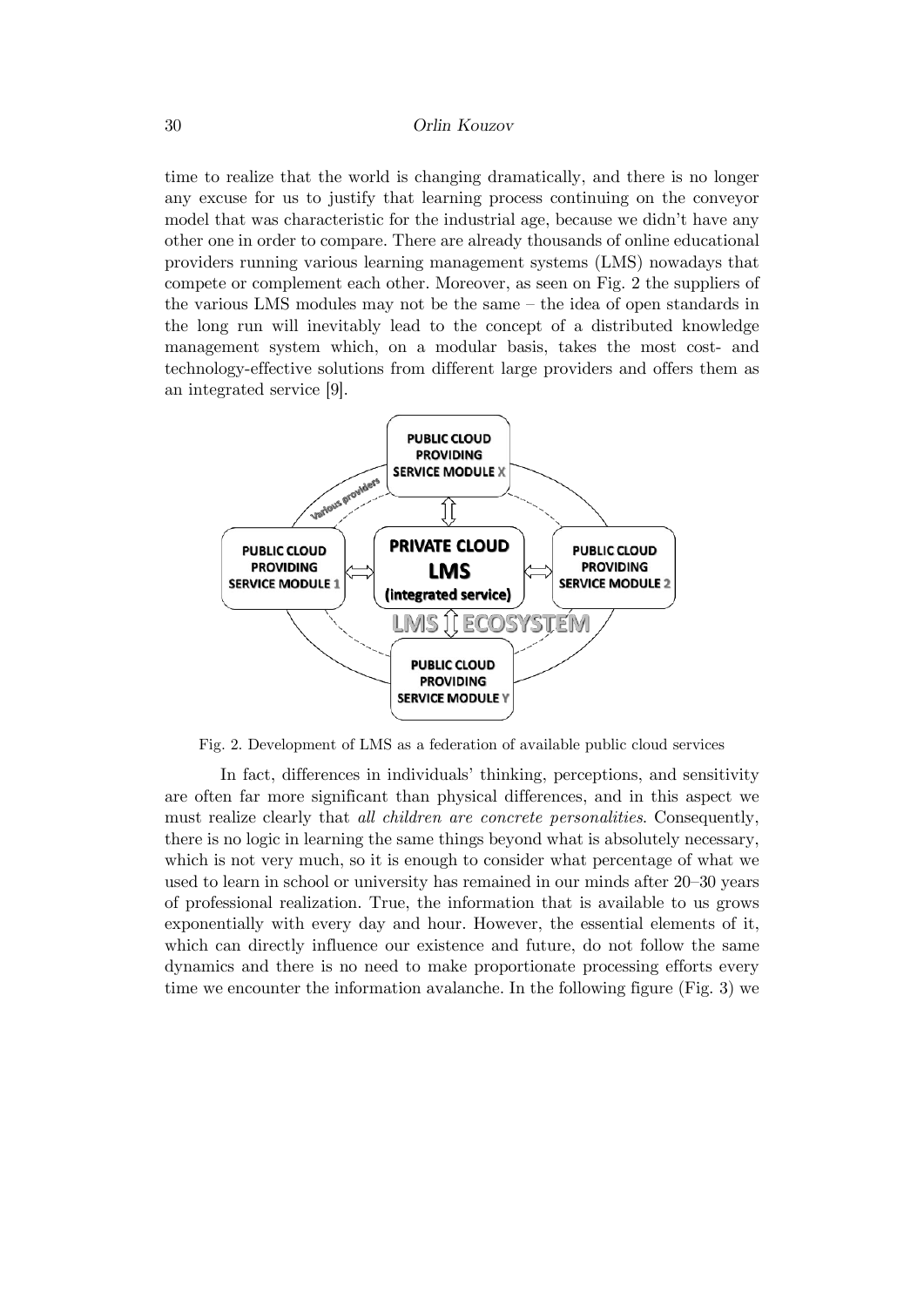time to realize that the world is changing dramatically, and there is no longer any excuse for us to justify that learning process continuing on the conveyor model that was characteristic for the industrial age, because we didn't have any other one in order to compare. There are already thousands of online educational providers running various learning management systems (LMS) nowadays that compete or complement each other. Moreover, as seen on Fig. 2 the suppliers of the various LMS modules may not be the same – the idea of open standards in the long run will inevitably lead to the concept of a distributed knowledge management system which, on a modular basis, takes the most cost- and technology-effective solutions from different large providers and offers them as an integrated service [9].

Fig. 2. Development of LMS as a federation of available public cloud services

In fact, differences in individuals' thinking, perceptions, and sensitivity are often far more significant than physical differences, and in this aspect we must realize clearly that *all children are concrete personalities*. Consequently, there is no logic in learning the same things beyond what is absolutely necessary, which is not very much, so it is enough to consider what percentage of what we used to learn in school or university has remained in our minds after 20–30 years of professional realization. True, the information that is available to us grows exponentially with every day and hour. However, the essential elements of it, which can directly influence our existence and future, do not follow the same dynamics and there is no need to make proportionate processing efforts every time we encounter the information avalanche. In the following figure (Fig. 3) we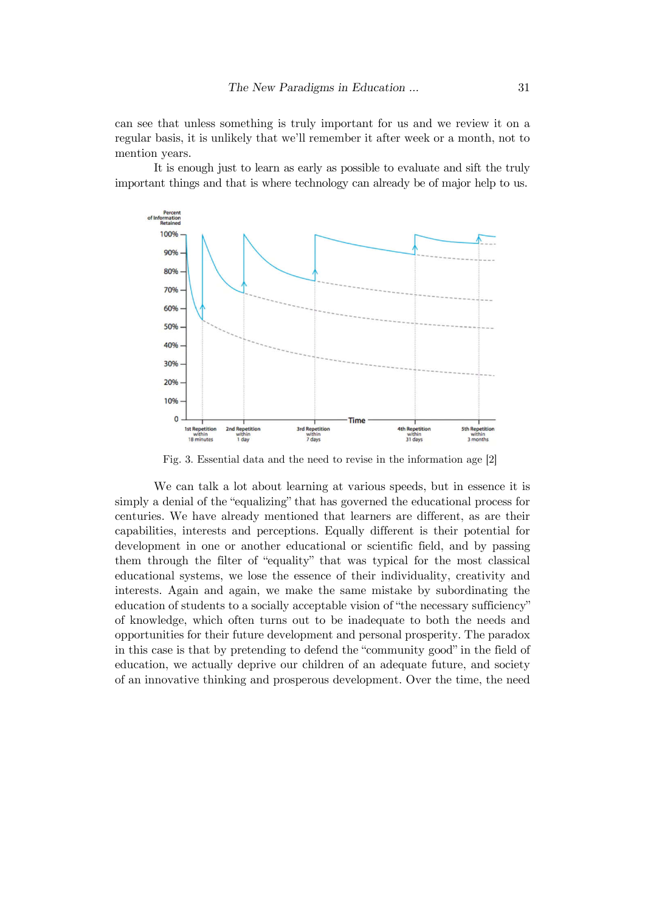can see that unless something is truly important for us and we review it on a regular basis, it is unlikely that we'll remember it after week or a month, not to mention years.

It is enough just to learn as early as possible to evaluate and sift the truly important things and that is where technology can already be of major help to us.

Fig. 3. Essential data and the need to revise in the information age [2]

We can talk a lot about learning at various speeds, but in essence it is simply a denial of the "equalizing" that has governed the educational process for centuries. We have already mentioned that learners are different, as are their capabilities, interests and perceptions. Equally different is their potential for development in one or another educational or scientific field, and by passing them through the filter of "equality" that was typical for the most classical educational systems, we lose the essence of their individuality, creativity and interests. Again and again, we make the same mistake by subordinating the education of students to a socially acceptable vision of "the necessary sufficiency" of knowledge, which often turns out to be inadequate to both the needs and opportunities for their future development and personal prosperity. The paradox in this case is that by pretending to defend the "community good" in the field of education, we actually deprive our children of an adequate future, and society of an innovative thinking and prosperous development. Over the time, the need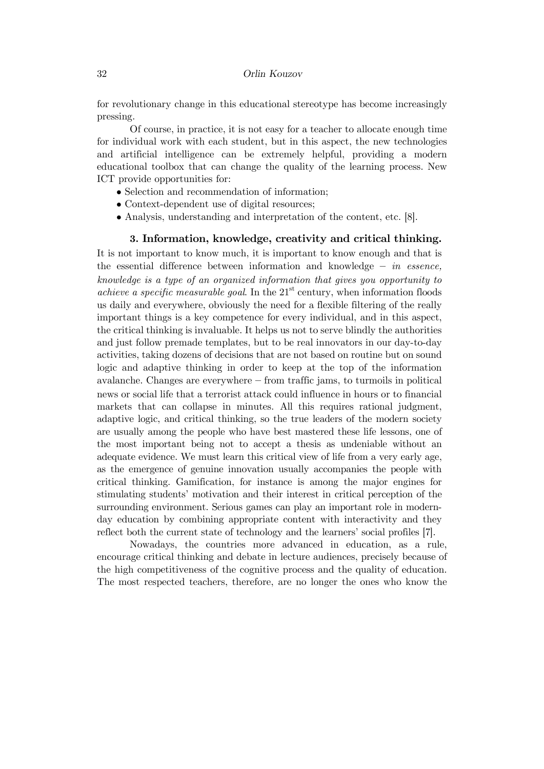for revolutionary change in this educational stereotype has become increasingly pressing.

Of course, in practice, it is not easy for a teacher to allocate enough time for individual work with each student, but in this aspect, the new technologies and artificial intelligence can be extremely helpful, providing a modern educational toolbox that can change the quality of the learning process. New ICT provide opportunities for:

- Selection and recommendation of information;
- Context-dependent use of digital resources;
- Analysis, understanding and interpretation of the content, etc. [8].

### 3. Information, knowledge, creativity and critical thinking.

It is not important to know much, it is important to know enough and that is the essential difference between information and knowledge – *in essence, knowledge is a type of an organized information that gives you opportunity to achieve a specific measurable goal*. In the 21st century, when information floods us daily and everywhere, obviously the need for a flexible filtering of the really important things is a key competence for every individual, and in this aspect, the critical thinking is invaluable. It helps us not to serve blindly the authorities and just follow premade templates, but to be real innovators in our day-to-day activities, taking dozens of decisions that are not based on routine but on sound logic and adaptive thinking in order to keep at the top of the information avalanche. Changes are everywhere – from traffic jams, to turmoils in political news or social life that a terrorist attack could influence in hours or to financial markets that can collapse in minutes. All this requires rational judgment, adaptive logic, and critical thinking, so the true leaders of the modern society are usually among the people who have best mastered these life lessons, one of the most important being not to accept a thesis as undeniable without an adequate evidence. We must learn this critical view of life from a very early age, as the emergence of genuine innovation usually accompanies the people with critical thinking. Gamification, for instance is among the major engines for stimulating students' motivation and their interest in critical perception of the surrounding environment. Serious games can play an important role in modern-day education by combining appropriate content with interactivity and they reflect both the current state of technology and the learners' social profiles [7].

Nowadays, the countries more advanced in education, as a rule, encourage critical thinking and debate in lecture audiences, precisely because of the high competitiveness of the cognitive process and the quality of education. The most respected teachers, therefore, are no longer the ones who know the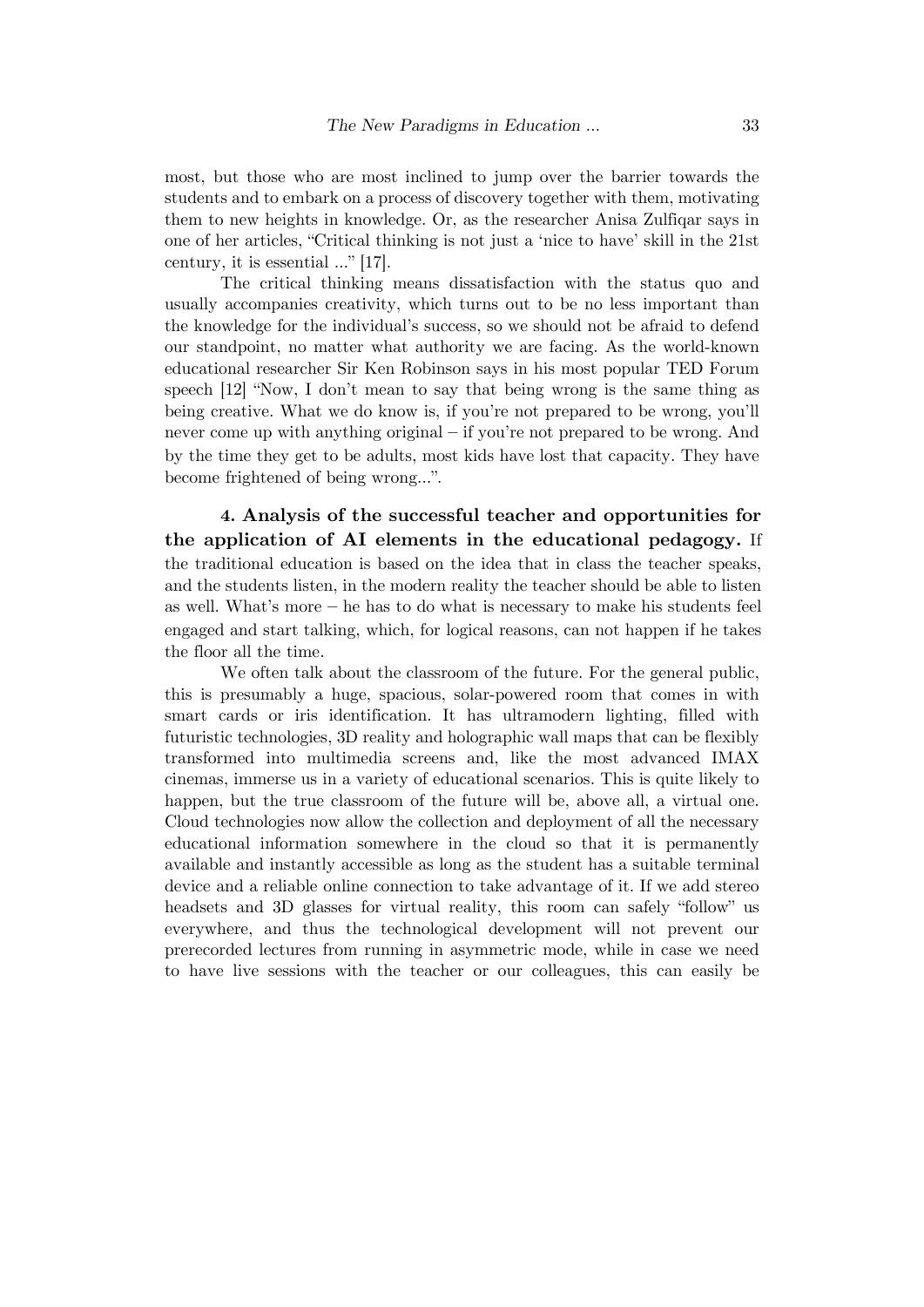most, but those who are most inclined to jump over the barrier towards the students and to embark on a process of discovery together with them, motivating them to new heights in knowledge. Or, as the researcher Anisa Zulfiqar says in one of her articles, "Critical thinking is not just a 'nice to have' skill in the 21st century, it is essential ..." [17].

The critical thinking means dissatisfaction with the status quo and usually accompanies creativity, which turns out to be no less important than the knowledge for the individual's success, so we should not be afraid to defend our standpoint, no matter what authority we are facing. As the world-known educational researcher Sir Ken Robinson says in his most popular TED Forum speech [12] "Now, I don't mean to say that being wrong is the same thing as being creative. What we do know is, if you're not prepared to be wrong, you'll never come up with anything original – if you're not prepared to be wrong. And by the time they get to be adults, most kids have lost that capacity. They have become frightened of being wrong...".

**4. Analysis of the successful teacher and opportunities for the application of AI elements in the educational pedagogy.** If the traditional education is based on the idea that in class the teacher speaks, and the students listen, in the modern reality the teacher should be able to listen as well. What's more – he has to do what is necessary to make his students feel engaged and start talking, which, for logical reasons, can not happen if he takes the floor all the time.

We often talk about the classroom of the future. For the general public, this is presumably a huge, spacious, solar-powered room that comes in with smart cards or iris identification. It has ultramodern lighting, filled with futuristic technologies, 3D reality and holographic wall maps that can be flexibly transformed into multimedia screens and, like the most advanced IMAX cinemas, immerse us in a variety of educational scenarios. This is quite likely to happen, but the true classroom of the future will be, above all, a virtual one. Cloud technologies now allow the collection and deployment of all the necessary educational information somewhere in the cloud so that it is permanently available and instantly accessible as long as the student has a suitable terminal device and a reliable online connection to take advantage of it. If we add stereo headsets and 3D glasses for virtual reality, this room can safely "follow" us everywhere, and thus the technological development will not prevent our prerecorded lectures from running in asymmetric mode, while in case we need to have live sessions with the teacher or our colleagues, this can easily be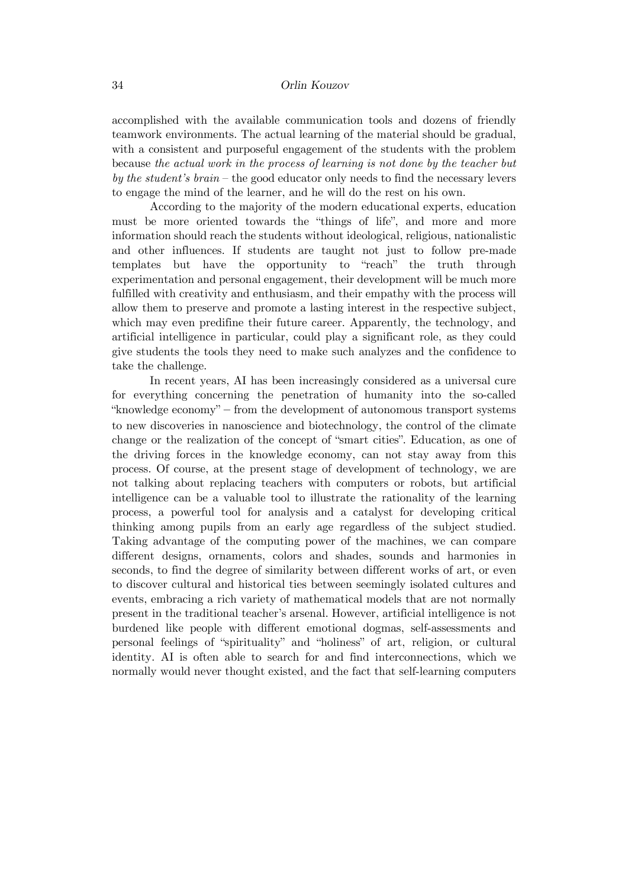accomplished with the available communication tools and dozens of friendly teamwork environments. The actual learning of the material should be gradual, with a consistent and purposeful engagement of the students with the problem because *the actual work in the process of learning is not done by the teacher but by the student's brain* – the good educator only needs to find the necessary levers to engage the mind of the learner, and he will do the rest on his own.

According to the majority of the modern educational experts, education must be more oriented towards the "things of life", and more and more information should reach the students without ideological, religious, nationalistic and other influences. If students are taught not just to follow pre-made templates but have the opportunity to "reach" the truth through experimentation and personal engagement, their development will be much more fulfilled with creativity and enthusiasm, and their empathy with the process will allow them to preserve and promote a lasting interest in the respective subject, which may even predifine their future career. Apparently, the technology, and artificial intelligence in particular, could play a significant role, as they could give students the tools they need to make such analyzes and the confidence to take the challenge.

In recent years, AI has been increasingly considered as a universal cure for everything concerning the penetration of humanity into the so-called "knowledge economy" – from the development of autonomous transport systems to new discoveries in nanoscience and biotechnology, the control of the climate change or the realization of the concept of "smart cities". Education, as one of the driving forces in the knowledge economy, can not stay away from this process. Of course, at the present stage of development of technology, we are not talking about replacing teachers with computers or robots, but artificial intelligence can be a valuable tool to illustrate the rationality of the learning process, a powerful tool for analysis and a catalyst for developing critical thinking among pupils from an early age regardless of the subject studied. Taking advantage of the computing power of the machines, we can compare different designs, ornaments, colors and shades, sounds and harmonies in seconds, to find the degree of similarity between different works of art, or even to discover cultural and historical ties between seemingly isolated cultures and events, embracing a rich variety of mathematical models that are not normally present in the traditional teacher's arsenal. However, artificial intelligence is not burdened like people with different emotional dogmas, self-assessments and personal feelings of "spirituality" and "holiness" of art, religion, or cultural identity. AI is often able to search for and find interconnections, which we normally would never thought existed, and the fact that self-learning computers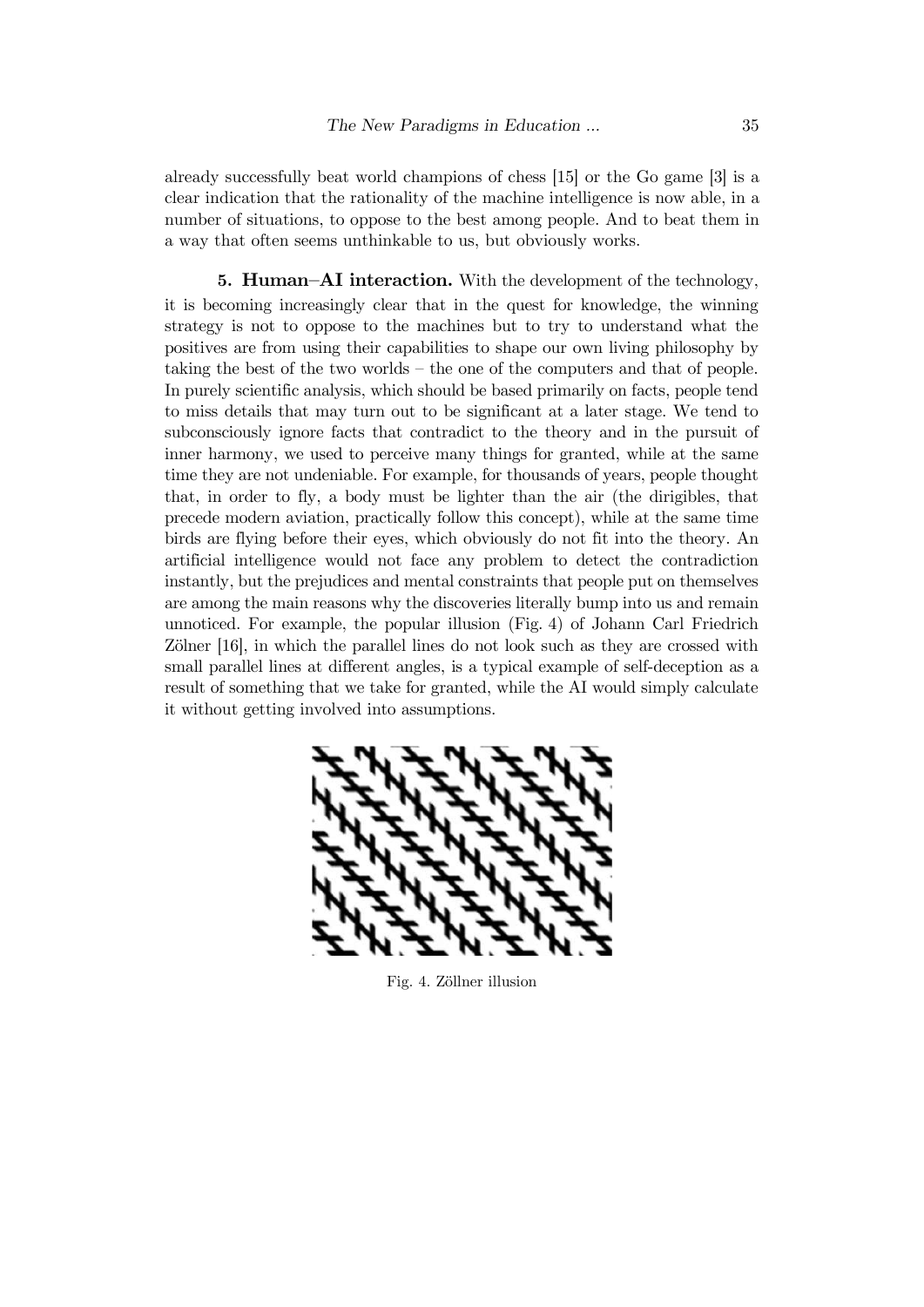already successfully beat world champions of chess [15] or the Go game [3] is a clear indication that the rationality of the machine intelligence is now able, in a number of situations, to oppose to the best among people. And to beat them in a way that often seems unthinkable to us, but obviously works.

**5. Human–AI interaction.** With the development of the technology, it is becoming increasingly clear that in the quest for knowledge, the winning strategy is not to oppose to the machines but to try to understand what the positives are from using their capabilities to shape our own living philosophy by taking the best of the two worlds – the one of the computers and that of people. In purely scientific analysis, which should be based primarily on facts, people tend to miss details that may turn out to be significant at a later stage. We tend to subconsciously ignore facts that contradict to the theory and in the pursuit of inner harmony, we used to perceive many things for granted, while at the same time they are not undeniable. For example, for thousands of years, people thought that, in order to fly, a body must be lighter than the air (the dirigibles, that precede modern aviation, practically follow this concept), while at the same time birds are flying before their eyes, which obviously do not fit into the theory. An artificial intelligence would not face any problem to detect the contradiction instantly, but the prejudices and mental constraints that people put on themselves are among the main reasons why the discoveries literally bump into us and remain unnoticed. For example, the popular illusion (Fig. 4) of Johann Carl Friedrich Zölner [16], in which the parallel lines do not look such as they are crossed with small parallel lines at different angles, is a typical example of self-deception as a result of something that we take for granted, while the AI would simply calculate it without getting involved into assumptions.

Fig. 4. Zöllner illusion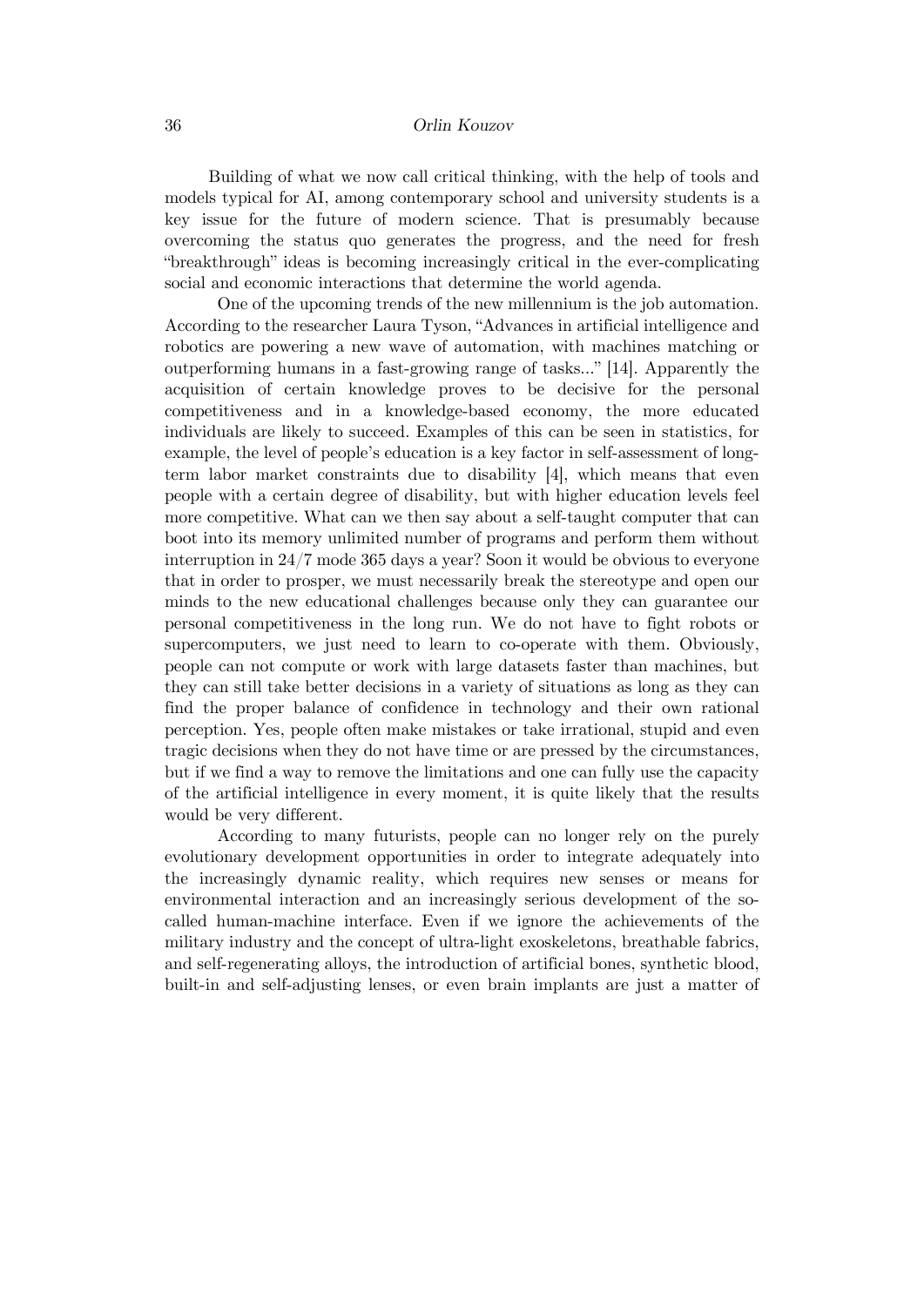Building of what we now call critical thinking, with the help of tools and models typical for AI, among contemporary school and university students is a key issue for the future of modern science. That is presumably because overcoming the status quo generates the progress, and the need for fresh "breakthrough" ideas is becoming increasingly critical in the ever-complicating social and economic interactions that determine the world agenda.

One of the upcoming trends of the new millennium is the job automation. According to the researcher Laura Tyson, "Advances in artificial intelligence and robotics are powering a new wave of automation, with machines matching or outperforming humans in a fast-growing range of tasks..." [14]. Apparently the acquisition of certain knowledge proves to be decisive for the personal competitiveness and in a knowledge-based economy, the more educated individuals are likely to succeed. Examples of this can be seen in statistics, for example, the level of people's education is a key factor in self-assessment of long-term labor market constraints due to disability [4], which means that even people with a certain degree of disability, but with higher education levels feel more competitive. What can we then say about a self-taught computer that can boot into its memory unlimited number of programs and perform them without interruption in 24/7 mode 365 days a year? Soon it would be obvious to everyone that in order to prosper, we must necessarily break the stereotype and open our minds to the new educational challenges because only they can guarantee our personal competitiveness in the long run. We do not have to fight robots or supercomputers, we just need to learn to co-operate with them. Obviously, people can not compute or work with large datasets faster than machines, but they can still take better decisions in a variety of situations as long as they can find the proper balance of confidence in technology and their own rational perception. Yes, people often make mistakes or take irrational, stupid and even tragic decisions when they do not have time or are pressed by the circumstances, but if we find a way to remove the limitations and one can fully use the capacity of the artificial intelligence in every moment, it is quite likely that the results would be very different.

According to many futurists, people can no longer rely on the purely evolutionary development opportunities in order to integrate adequately into the increasingly dynamic reality, which requires new senses or means for environmental interaction and an increasingly serious development of the so-called human-machine interface. Even if we ignore the achievements of the military industry and the concept of ultra-light exoskeletons, breathable fabrics, and self-regenerating alloys, the introduction of artificial bones, synthetic blood, built-in and self-adjusting lenses, or even brain implants are just a matter of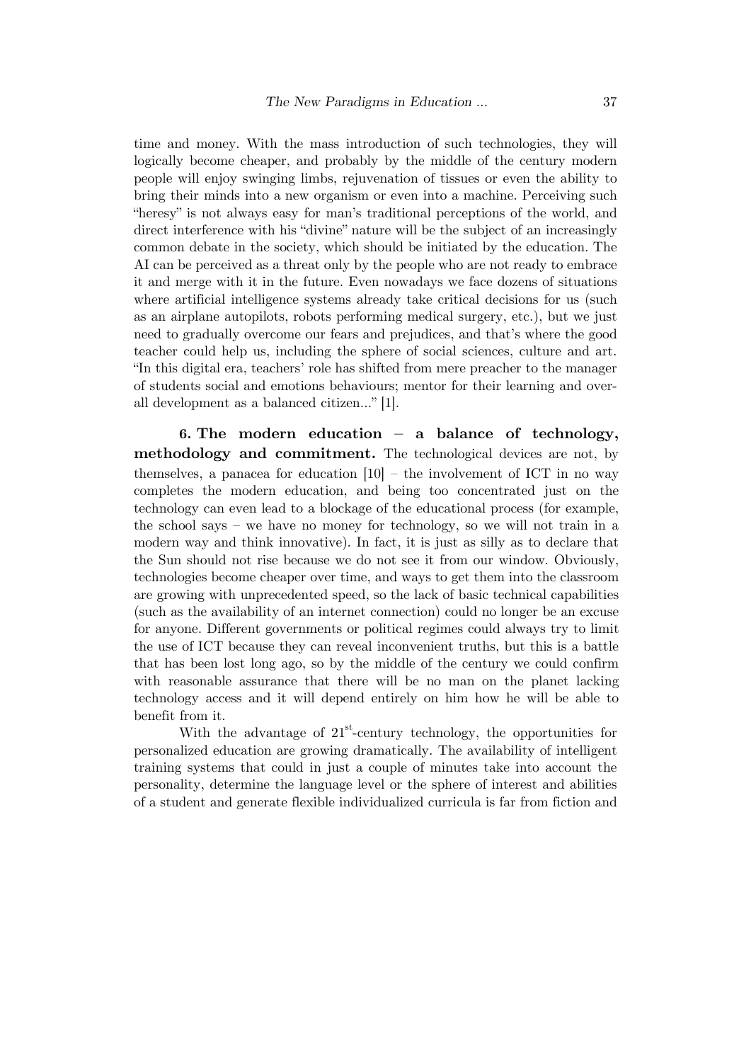time and money. With the mass introduction of such technologies, they will logically become cheaper, and probably by the middle of the century modern people will enjoy swinging limbs, rejuvenation of tissues or even the ability to bring their minds into a new organism or even into a machine. Perceiving such "heresy" is not always easy for man's traditional perceptions of the world, and direct interference with his "divine" nature will be the subject of an increasingly common debate in the society, which should be initiated by the education. The AI can be perceived as a threat only by the people who are not ready to embrace it and merge with it in the future. Even nowadays we face dozens of situations where artificial intelligence systems already take critical decisions for us (such as an airplane autopilots, robots performing medical surgery, etc.), but we just need to gradually overcome our fears and prejudices, and that's where the good teacher could help us, including the sphere of social sciences, culture and art. "In this digital era, teachers' role has shifted from mere preacher to the manager of students social and emotions behaviours; mentor for their learning and overall development as a balanced citizen..." [1].

**6. The modern education – a balance of technology, methodology and commitment.** The technological devices are not, by themselves, a panacea for education [10] – the involvement of ICT in no way completes the modern education, and being too concentrated just on the technology can even lead to a blockage of the educational process (for example, the school says – we have no money for technology, so we will not train in a modern way and think innovative). In fact, it is just as silly as to declare that the Sun should not rise because we do not see it from our window. Obviously, technologies become cheaper over time, and ways to get them into the classroom are growing with unprecedented speed, so the lack of basic technical capabilities (such as the availability of an internet connection) could no longer be an excuse for anyone. Different governments or political regimes could always try to limit the use of ICT because they can reveal inconvenient truths, but this is a battle that has been lost long ago, so by the middle of the century we could confirm with reasonable assurance that there will be no man on the planet lacking technology access and it will depend entirely on him how he will be able to benefit from it.

With the advantage of 21st-century technology, the opportunities for personalized education are growing dramatically. The availability of intelligent training systems that could in just a couple of minutes take into account the personality, determine the language level or the sphere of interest and abilities of a student and generate flexible individualized curricula is far from fiction and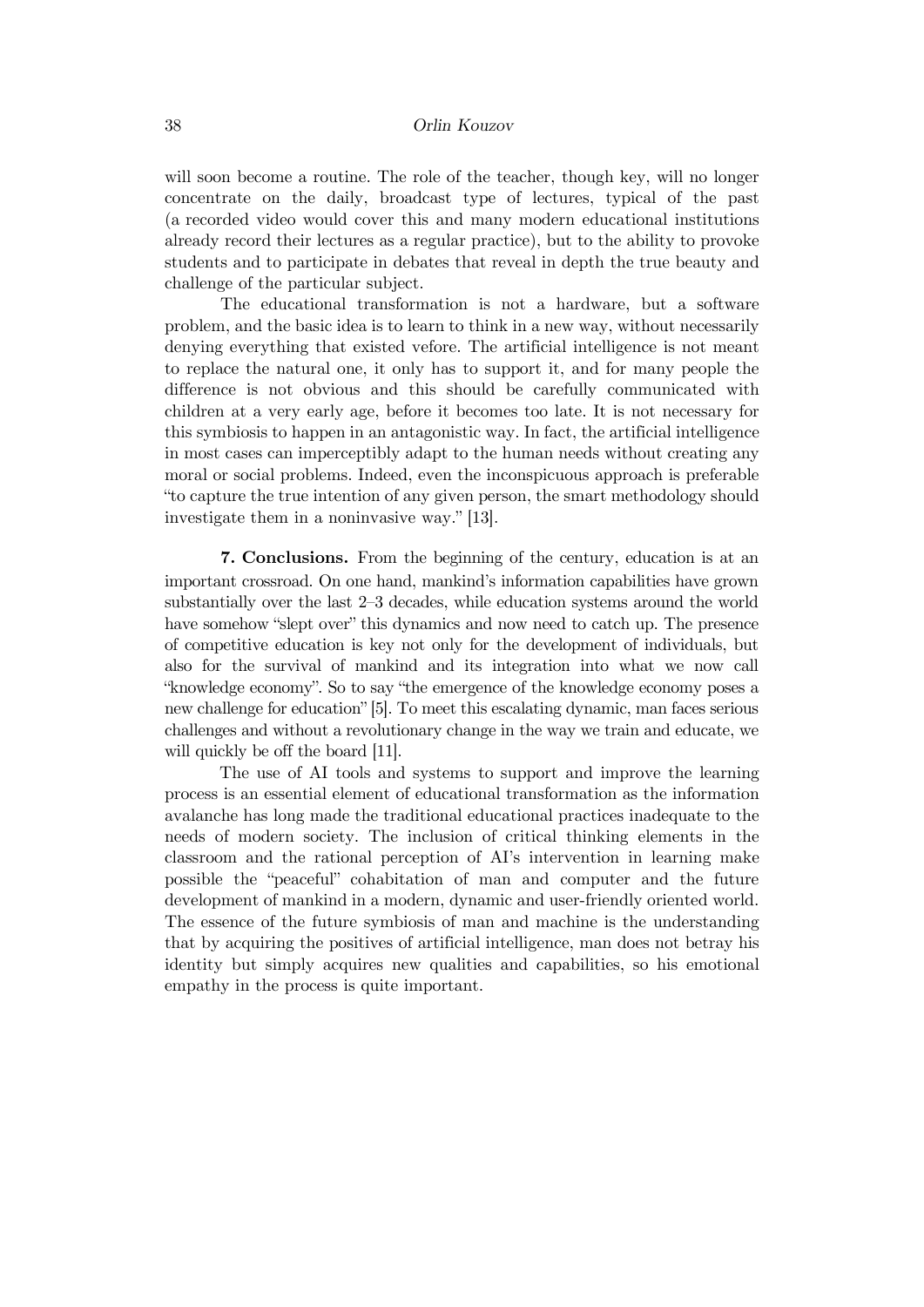will soon become a routine. The role of the teacher, though key, will no longer concentrate on the daily, broadcast type of lectures, typical of the past (a recorded video would cover this and many modern educational institutions already record their lectures as a regular practice), but to the ability to provoke students and to participate in debates that reveal in depth the true beauty and challenge of the particular subject.

The educational transformation is not a hardware, but a software problem, and the basic idea is to learn to think in a new way, without necessarily denying everything that existed vefore. The artificial intelligence is not meant to replace the natural one, it only has to support it, and for many people the difference is not obvious and this should be carefully communicated with children at a very early age, before it becomes too late. It is not necessary for this symbiosis to happen in an antagonistic way. In fact, the artificial intelligence in most cases can imperceptibly adapt to the human needs without creating any moral or social problems. Indeed, even the inconspicuous approach is preferable "to capture the true intention of any given person, the smart methodology should investigate them in a noninvasive way." [13].

**7. Conclusions.** From the beginning of the century, education is at an important crossroad. On one hand, mankind's information capabilities have grown substantially over the last 2–3 decades, while education systems around the world have somehow "slept over" this dynamics and now need to catch up. The presence of competitive education is key not only for the development of individuals, but also for the survival of mankind and its integration into what we now call "knowledge economy". So to say "the emergence of the knowledge economy poses a new challenge for education" [5]. To meet this escalating dynamic, man faces serious challenges and without a revolutionary change in the way we train and educate, we will quickly be off the board [11].

The use of AI tools and systems to support and improve the learning process is an essential element of educational transformation as the information avalanche has long made the traditional educational practices inadequate to the needs of modern society. The inclusion of critical thinking elements in the classroom and the rational perception of AI's intervention in learning make possible the "peaceful" cohabitation of man and computer and the future development of mankind in a modern, dynamic and user-friendly oriented world. The essence of the future symbiosis of man and machine is the understanding that by acquiring the positives of artificial intelligence, man does not betray his identity but simply acquires new qualities and capabilities, so his emotional empathy in the process is quite important.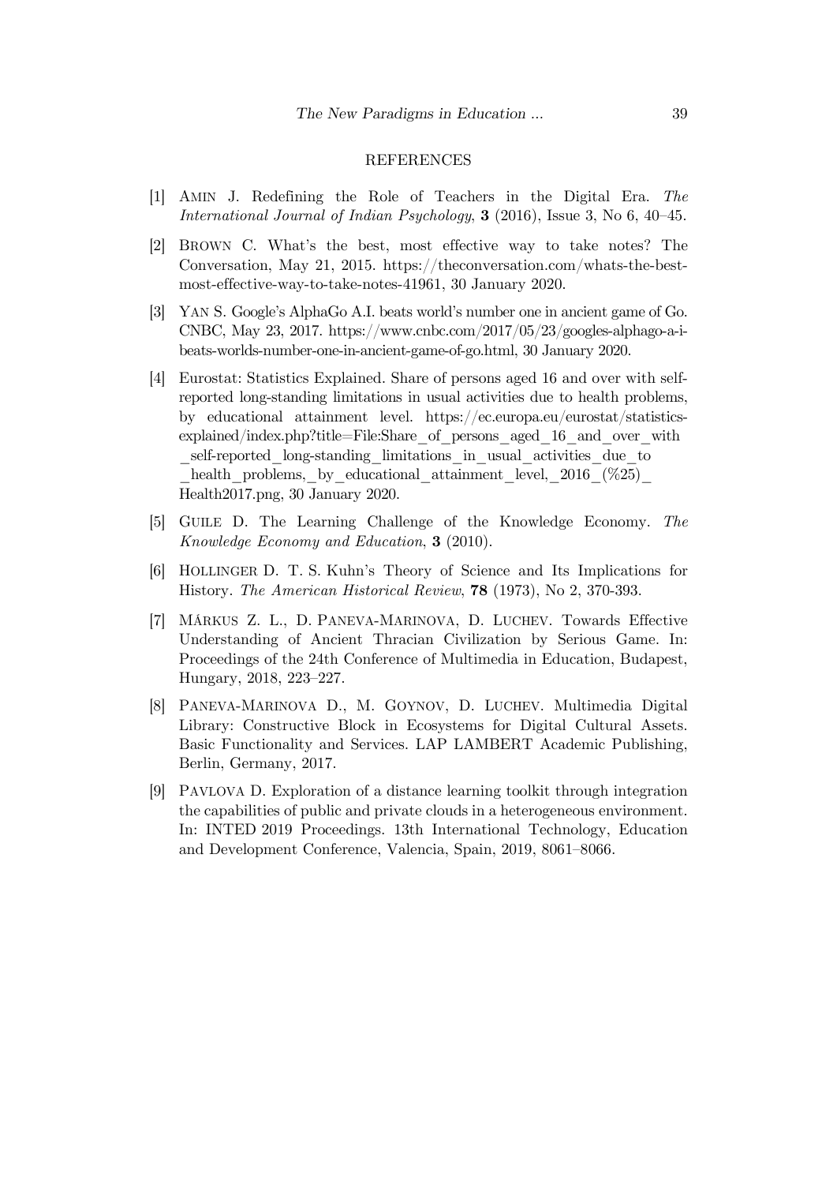## REFERENCES

[1] Amin J. Redefining the Role of Teachers in the Digital Era. *The International Journal of Indian Psychology*, **3** (2016), Issue 3, No 6, 40–45.

[2] Brown C. What's the best, most effective way to take notes? The Conversation, May 21, 2015. https://theconversation.com/whats-the-best-most-effective-way-to-take-notes-41961, 30 January 2020.

[3] Yan S. Google's AlphaGo A.I. beats world's number one in ancient game of Go. CNBC, May 23, 2017. https://www.cnbc.com/2017/05/23/googles-alphago-a-i-beats-worlds-number-one-in-ancient-game-of-go.html, 30 January 2020.

[4] Eurostat: Statistics Explained. Share of persons aged 16 and over with self-reported long-standing limitations in usual activities due to health problems, by educational attainment level. https://ec.europa.eu/eurostat/statistics-explained/index.php?title=File:Share_of_persons_aged_16_and_over_with_self-reported_long-standing_limitations_in_usual_activities_due_to_health_problems,_by_educational_attainment_level,_2016_(%25)_Health2017.png, 30 January 2020.

[5] Guile D. The Learning Challenge of the Knowledge Economy. *The Knowledge Economy and Education*, **3** (2010).

[6] Hollinger D. T. S. Kuhn's Theory of Science and Its Implications for History. *The American Historical Review*, **78** (1973), No 2, 370-393.

[7] Márkus Z. L., D. Paneva-Marinova, D. Luchev. Towards Effective Understanding of Ancient Thracian Civilization by Serious Game. In: Proceedings of the 24th Conference of Multimedia in Education, Budapest, Hungary, 2018, 223–227.

[8] Paneva-Marinova D., M. Goynov, D. Luchev. Multimedia Digital Library: Constructive Block in Ecosystems for Digital Cultural Assets. Basic Functionality and Services. LAP LAMBERT Academic Publishing, Berlin, Germany, 2017.

[9] Pavlova D. Exploration of a distance learning toolkit through integration the capabilities of public and private clouds in a heterogeneous environment. In: INTED 2019 Proceedings. 13th International Technology, Education and Development Conference, Valencia, Spain, 2019, 8061–8066.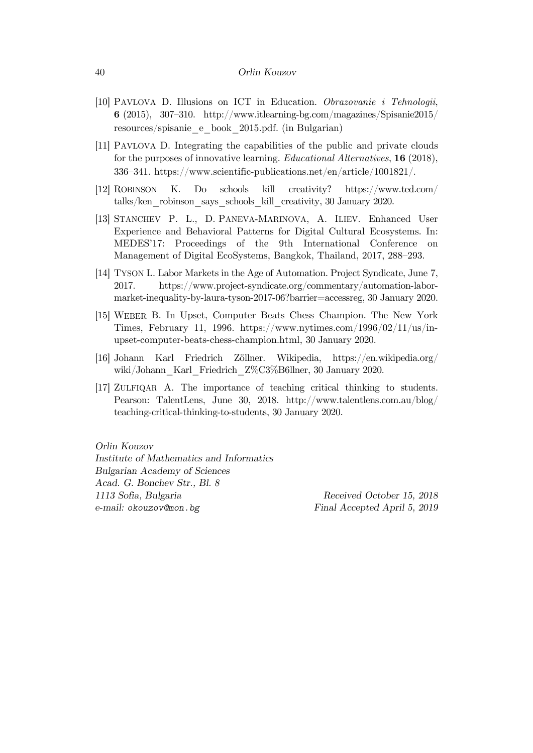[10] PAVLOVA D. Illusions on ICT in Education. *Obrazovanie i Tehnologii*, **6** (2015), 307–310. http://www.itlearning-bg.com/magazines/Spisanie2015/resources/spisanie_e_book_2015.pdf. (in Bulgarian)

[11] PAVLOVA D. Integrating the capabilities of the public and private clouds for the purposes of innovative learning. *Educational Alternatives*, **16** (2018), 336–341. https://www.scientific-publications.net/en/article/1001821/.

[12] ROBINSON K. Do schools kill creativity? https://www.ted.com/talks/ken_robinson_says_schools_kill_creativity, 30 January 2020.

[13] STANCHEV P. L., D. PANEVA-MARINOVA, A. ILIEV. Enhanced User Experience and Behavioral Patterns for Digital Cultural Ecosystems. In: MEDES'17: Proceedings of the 9th International Conference on Management of Digital EcoSystems, Bangkok, Thailand, 2017, 288–293.

[14] TYSON L. Labor Markets in the Age of Automation. Project Syndicate, June 7, 2017. https://www.project-syndicate.org/commentary/automation-labor-market-inequality-by-laura-tyson-2017-06?barrier=accessreg, 30 January 2020.

[15] WEBER B. In Upset, Computer Beats Chess Champion. The New York Times, February 11, 1996. https://www.nytimes.com/1996/02/11/us/in-upset-computer-beats-chess-champion.html, 30 January 2020.

[16] Johann Karl Friedrich Zöllner. Wikipedia, https://en.wikipedia.org/wiki/Johann_Karl_Friedrich_Z%C3%B6llner, 30 January 2020.

[17] ZULFIQAR A. The importance of teaching critical thinking to students. Pearson: TalentLens, June 30, 2018. http://www.talentlens.com.au/blog/teaching-critical-thinking-to-students, 30 January 2020.

*Orlin Kouzov*
*Institute of Mathematics and Informatics*
*Bulgarian Academy of Sciences*
*Acad. G. Bonchev Str., Bl. 8*
*1113 Sofia, Bulgaria*
*e-mail:* okouzov@mon.bg

*Received October 15, 2018*
*Final Accepted April 5, 2019*